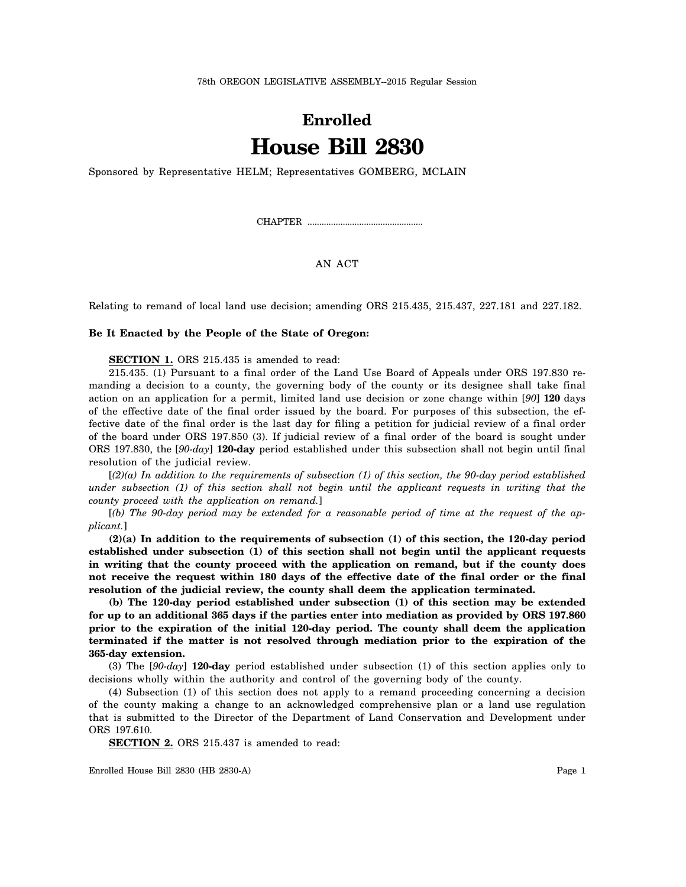78th OREGON LEGISLATIVE ASSEMBLY--2015 Regular Session

# Enrolled

# House Bill 2830

Sponsored by Representative HELM; Representatives GOMBERG, MCLAIN

CHAPTER .................................................

AN ACT

Relating to remand of local land use decision; amending ORS 215.435, 215.437, 227.181 and 227.182.

**Be It Enacted by the People of the State of Oregon:**

**SECTION 1.** ORS 215.435 is amended to read:

215.435. (1) Pursuant to a final order of the Land Use Board of Appeals under ORS 197.830 remanding a decision to a county, the governing body of the county or its designee shall take final action on an application for a permit, limited land use decision or zone change within [*90*] **120** days of the effective date of the final order issued by the board. For purposes of this subsection, the effective date of the final order is the last day for filing a petition for judicial review of a final order of the board under ORS 197.850 (3). If judicial review of a final order of the board is sought under ORS 197.830, the [*90-day*] **120-day** period established under this subsection shall not begin until final resolution of the judicial review.

[*(2)(a) In addition to the requirements of subsection (1) of this section, the 90-day period established under subsection (1) of this section shall not begin until the applicant requests in writing that the county proceed with the application on remand.*]

[*(b) The 90-day period may be extended for a reasonable period of time at the request of the applicant.*]

**(2)(a) In addition to the requirements of subsection (1) of this section, the 120-day period established under subsection (1) of this section shall not begin until the applicant requests in writing that the county proceed with the application on remand, but if the county does not receive the request within 180 days of the effective date of the final order or the final resolution of the judicial review, the county shall deem the application terminated.**

**(b) The 120-day period established under subsection (1) of this section may be extended for up to an additional 365 days if the parties enter into mediation as provided by ORS 197.860 prior to the expiration of the initial 120-day period. The county shall deem the application terminated if the matter is not resolved through mediation prior to the expiration of the 365-day extension.**

(3) The [*90-day*] **120-day** period established under subsection (1) of this section applies only to decisions wholly within the authority and control of the governing body of the county.

(4) Subsection (1) of this section does not apply to a remand proceeding concerning a decision of the county making a change to an acknowledged comprehensive plan or a land use regulation that is submitted to the Director of the Department of Land Conservation and Development under ORS 197.610.

**SECTION 2.** ORS 215.437 is amended to read: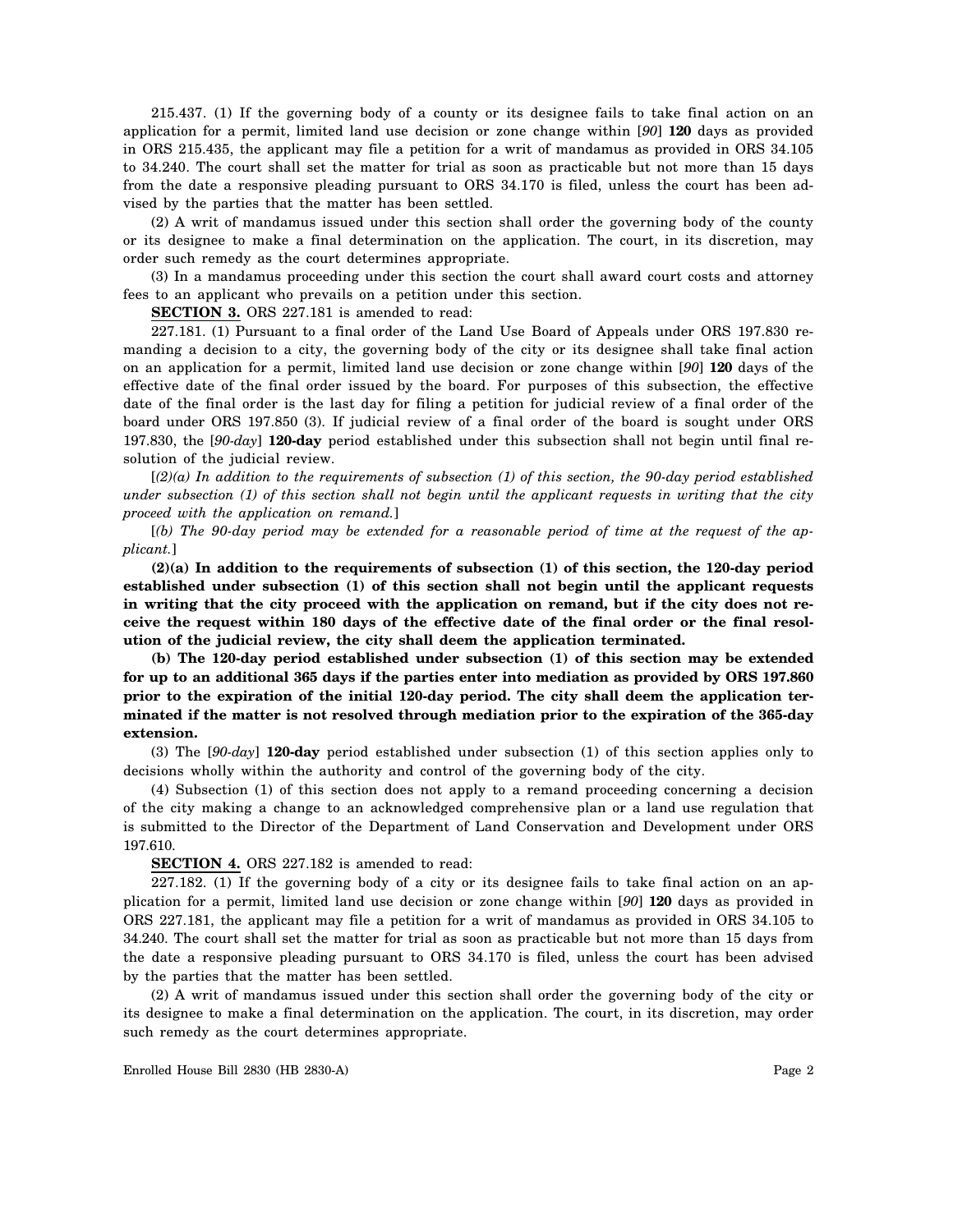215.437. (1) If the governing body of a county or its designee fails to take final action on an application for a permit, limited land use decision or zone change within [*90*] **120** days as provided in ORS 215.435, the applicant may file a petition for a writ of mandamus as provided in ORS 34.105 to 34.240. The court shall set the matter for trial as soon as practicable but not more than 15 days from the date a responsive pleading pursuant to ORS 34.170 is filed, unless the court has been advised by the parties that the matter has been settled.

(2) A writ of mandamus issued under this section shall order the governing body of the county or its designee to make a final determination on the application. The court, in its discretion, may order such remedy as the court determines appropriate.

(3) In a mandamus proceeding under this section the court shall award court costs and attorney fees to an applicant who prevails on a petition under this section.

**SECTION 3.** ORS 227.181 is amended to read:

227.181. (1) Pursuant to a final order of the Land Use Board of Appeals under ORS 197.830 remanding a decision to a city, the governing body of the city or its designee shall take final action on an application for a permit, limited land use decision or zone change within [*90*] **120** days of the effective date of the final order issued by the board. For purposes of this subsection, the effective date of the final order is the last day for filing a petition for judicial review of a final order of the board under ORS 197.850 (3). If judicial review of a final order of the board is sought under ORS 197.830, the [*90-day*] **120-day** period established under this subsection shall not begin until final resolution of the judicial review.

[*(2)(a) In addition to the requirements of subsection (1) of this section, the 90-day period established under subsection (1) of this section shall not begin until the applicant requests in writing that the city proceed with the application on remand.*]

[*(b) The 90-day period may be extended for a reasonable period of time at the request of the applicant.*]

**(2)(a) In addition to the requirements of subsection (1) of this section, the 120-day period established under subsection (1) of this section shall not begin until the applicant requests in writing that the city proceed with the application on remand, but if the city does not receive the request within 180 days of the effective date of the final order or the final resolution of the judicial review, the city shall deem the application terminated.**

**(b) The 120-day period established under subsection (1) of this section may be extended for up to an additional 365 days if the parties enter into mediation as provided by ORS 197.860 prior to the expiration of the initial 120-day period. The city shall deem the application terminated if the matter is not resolved through mediation prior to the expiration of the 365-day extension.**

(3) The [*90-day*] **120-day** period established under subsection (1) of this section applies only to decisions wholly within the authority and control of the governing body of the city.

(4) Subsection (1) of this section does not apply to a remand proceeding concerning a decision of the city making a change to an acknowledged comprehensive plan or a land use regulation that is submitted to the Director of the Department of Land Conservation and Development under ORS 197.610.

**SECTION 4.** ORS 227.182 is amended to read:

227.182. (1) If the governing body of a city or its designee fails to take final action on an application for a permit, limited land use decision or zone change within [*90*] **120** days as provided in ORS 227.181, the applicant may file a petition for a writ of mandamus as provided in ORS 34.105 to 34.240. The court shall set the matter for trial as soon as practicable but not more than 15 days from the date a responsive pleading pursuant to ORS 34.170 is filed, unless the court has been advised by the parties that the matter has been settled.

(2) A writ of mandamus issued under this section shall order the governing body of the city or its designee to make a final determination on the application. The court, in its discretion, may order such remedy as the court determines appropriate.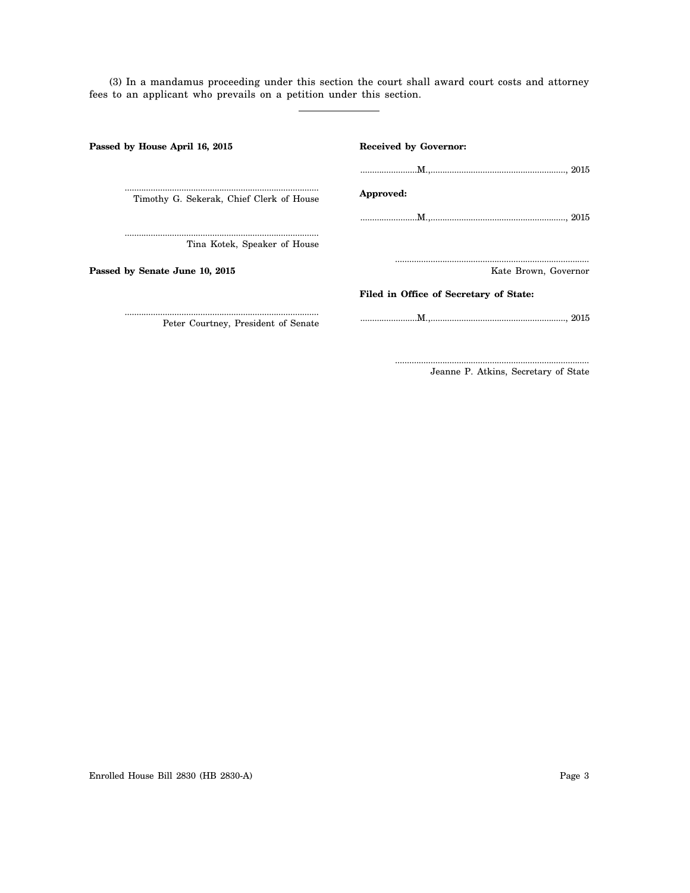(3) In a mandamus proceeding under this section the court shall award court costs and attorney fees to an applicant who prevails on a petition under this section.

---

**Passed by House April 16, 2015**

..................................................................................
Timothy G. Sekerak, Chief Clerk of House

..................................................................................
Tina Kotek, Speaker of House

**Passed by Senate June 10, 2015**

..................................................................................
Peter Courtney, President of Senate

**Received by Governor:**

........................M.,........................................................., 2015

**Approved:**

........................M.,........................................................., 2015

..................................................................................
Kate Brown, Governor

**Filed in Office of Secretary of State:**

........................M.,........................................................., 2015

..................................................................................
Jeanne P. Atkins, Secretary of State